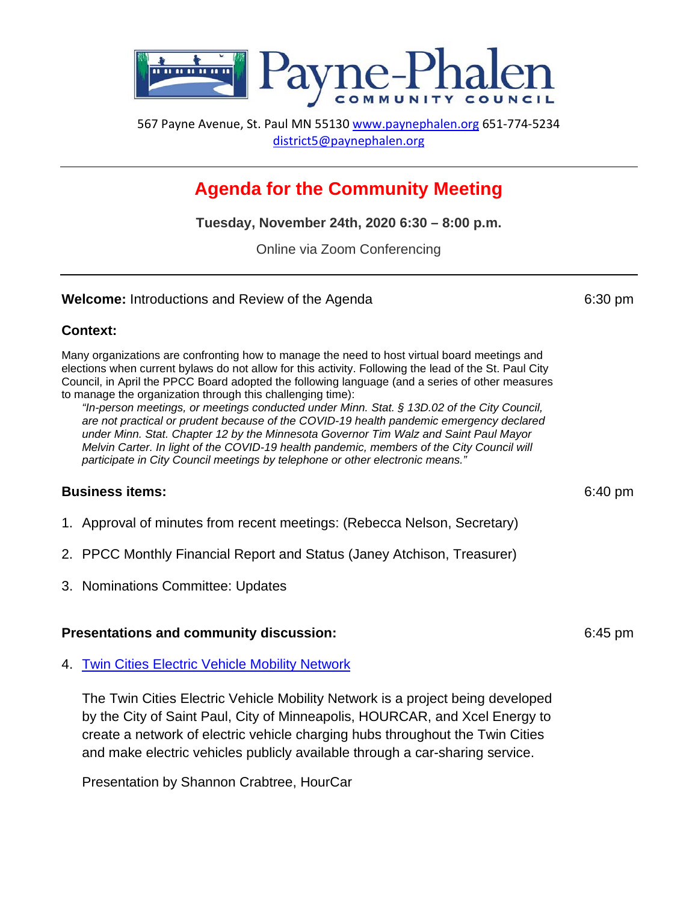# Payne-Phalen Community Council

567 Payne Avenue, St. Paul MN 55130 www.paynephalen.org 651-774-5234
district5@paynephalen.org

---

## Agenda for the Community Meeting

**Tuesday, November 24th, 2020 6:30 – 8:00 p.m.**

Online via Zoom Conferencing

---

**Welcome:** Introductions and Review of the Agenda — 6:30 pm

**Context:**

Many organizations are confronting how to manage the need to host virtual board meetings and elections when current bylaws do not allow for this activity. Following the lead of the St. Paul City Council, in April the PPCC Board adopted the following language (and a series of other measures to manage the organization through this challenging time):

> *"In-person meetings, or meetings conducted under Minn. Stat. § 13D.02 of the City Council, are not practical or prudent because of the COVID-19 health pandemic emergency declared under Minn. Stat. Chapter 12 by the Minnesota Governor Tim Walz and Saint Paul Mayor Melvin Carter. In light of the COVID-19 health pandemic, members of the City Council will participate in City Council meetings by telephone or other electronic means."*

**Business items:** — 6:40 pm

1. Approval of minutes from recent meetings: (Rebecca Nelson, Secretary)
2. PPCC Monthly Financial Report and Status (Janey Atchison, Treasurer)
3. Nominations Committee: Updates

**Presentations and community discussion:** — 6:45 pm

4. Twin Cities Electric Vehicle Mobility Network

   The Twin Cities Electric Vehicle Mobility Network is a project being developed by the City of Saint Paul, City of Minneapolis, HOURCAR, and Xcel Energy to create a network of electric vehicle charging hubs throughout the Twin Cities and make electric vehicles publicly available through a car-sharing service.

   Presentation by Shannon Crabtree, HourCar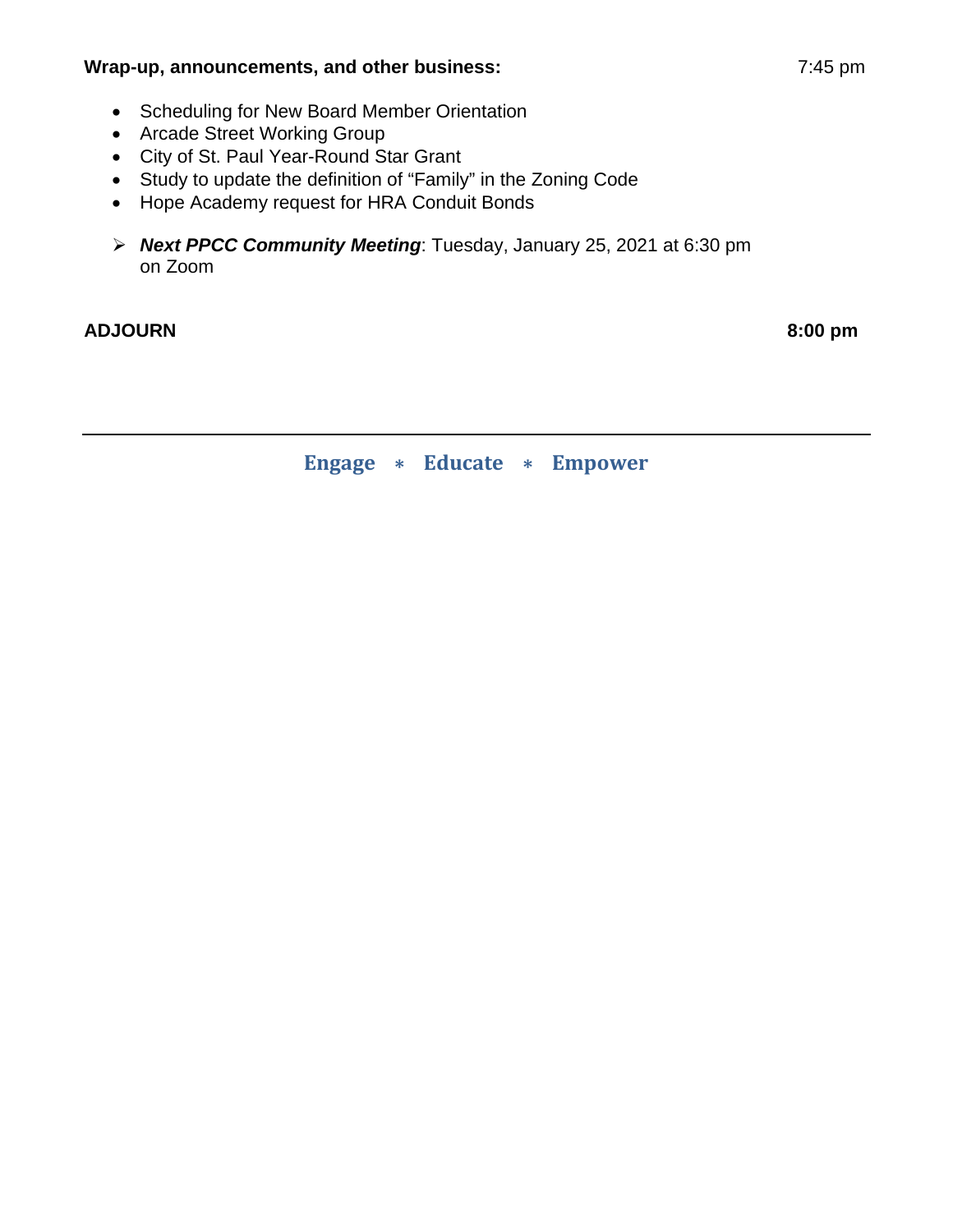**Wrap-up, announcements, and other business:** 7:45 pm

- Scheduling for New Board Member Orientation
- Arcade Street Working Group
- City of St. Paul Year-Round Star Grant
- Study to update the definition of "Family" in the Zoning Code
- Hope Academy request for HRA Conduit Bonds

➢ ***Next PPCC Community Meeting***: Tuesday, January 25, 2021 at 6:30 pm on Zoom

**ADJOURN** **8:00 pm**

---

**Engage ∗ Educate ∗ Empower**